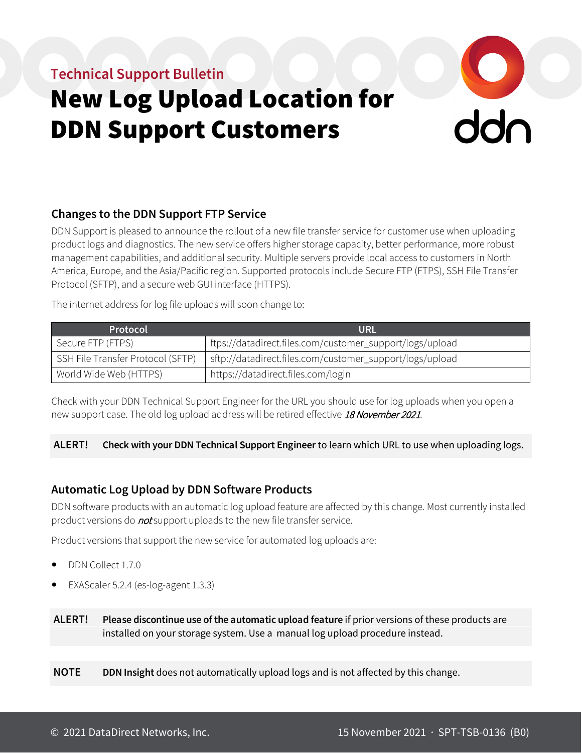Technical Support Bulletin

# New Log Upload Location for DDN Support Customers

## Changes to the DDN Support FTP Service

DDN Support is pleased to announce the rollout of a new file transfer service for customer use when uploading product logs and diagnostics. The new service offers higher storage capacity, better performance, more robust management capabilities, and additional security. Multiple servers provide local access to customers in North America, Europe, and the Asia/Pacific region. Supported protocols include Secure FTP (FTPS), SSH File Transfer Protocol (SFTP), and a secure web GUI interface (HTTPS).

The internet address for log file uploads will soon change to:

| Protocol | URL |
|---|---|
| Secure FTP (FTPS) | ftps://datadirect.files.com/customer_support/logs/upload |
| SSH File Transfer Protocol (SFTP) | sftp://datadirect.files.com/customer_support/logs/upload |
| World Wide Web (HTTPS) | https://datadirect.files.com/login |

Check with your DDN Technical Support Engineer for the URL you should use for log uploads when you open a new support case. The old log upload address will be retired effective *18 November 2021*.

**ALERT!** **Check with your DDN Technical Support Engineer** to learn which URL to use when uploading logs.

## Automatic Log Upload by DDN Software Products

DDN software products with an automatic log upload feature are affected by this change. Most currently installed product versions do ***not*** support uploads to the new file transfer service.

Product versions that support the new service for automated log uploads are:

- DDN Collect 1.7.0
- EXAScaler 5.2.4 (es-log-agent 1.3.3)

**ALERT!** **Please discontinue use of the automatic upload feature** if prior versions of these products are installed on your storage system. Use a manual log upload procedure instead.

**NOTE** **DDN Insight** does not automatically upload logs and is not affected by this change.

© 2021 DataDirect Networks, Inc. 15 November 2021 · SPT-TSB-0136 (B0)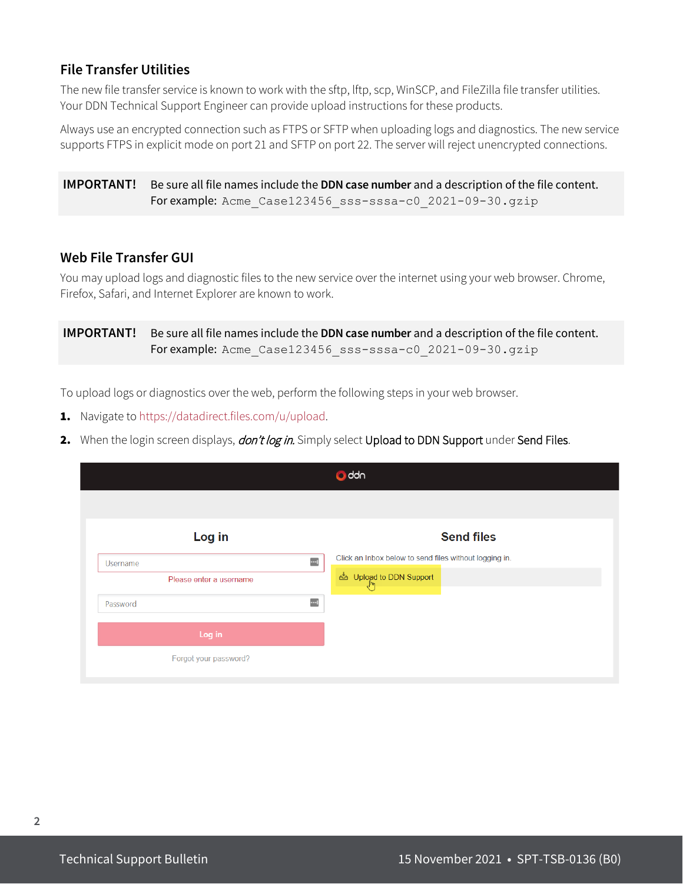## File Transfer Utilities

The new file transfer service is known to work with the sftp, lftp, scp, WinSCP, and FileZilla file transfer utilities. Your DDN Technical Support Engineer can provide upload instructions for these products.

Always use an encrypted connection such as FTPS or SFTP when uploading logs and diagnostics. The new service supports FTPS in explicit mode on port 21 and SFTP on port 22. The server will reject unencrypted connections.

**IMPORTANT!** Be sure all file names include the **DDN case number** and a description of the file content. For example: `Acme_Case123456_sss-sssa-c0_2021-09-30.gzip`

## Web File Transfer GUI

You may upload logs and diagnostic files to the new service over the internet using your web browser. Chrome, Firefox, Safari, and Internet Explorer are known to work.

**IMPORTANT!** Be sure all file names include the **DDN case number** and a description of the file content. For example: `Acme_Case123456_sss-sssa-c0_2021-09-30.gzip`

To upload logs or diagnostics over the web, perform the following steps in your web browser.

1. Navigate to https://datadirect.files.com/u/upload.
2. When the login screen displays, *don't log in.* Simply select Upload to DDN Support under Send Files.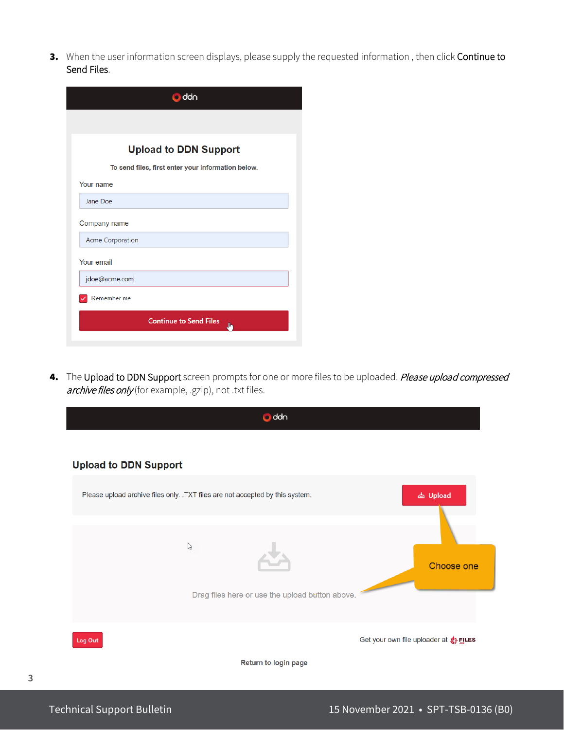3. When the user information screen displays, please supply the requested information , then click Continue to Send Files.

4. The Upload to DDN Support screen prompts for one or more files to be uploaded. *Please upload compressed archive files only* (for example, .gzip), not .txt files.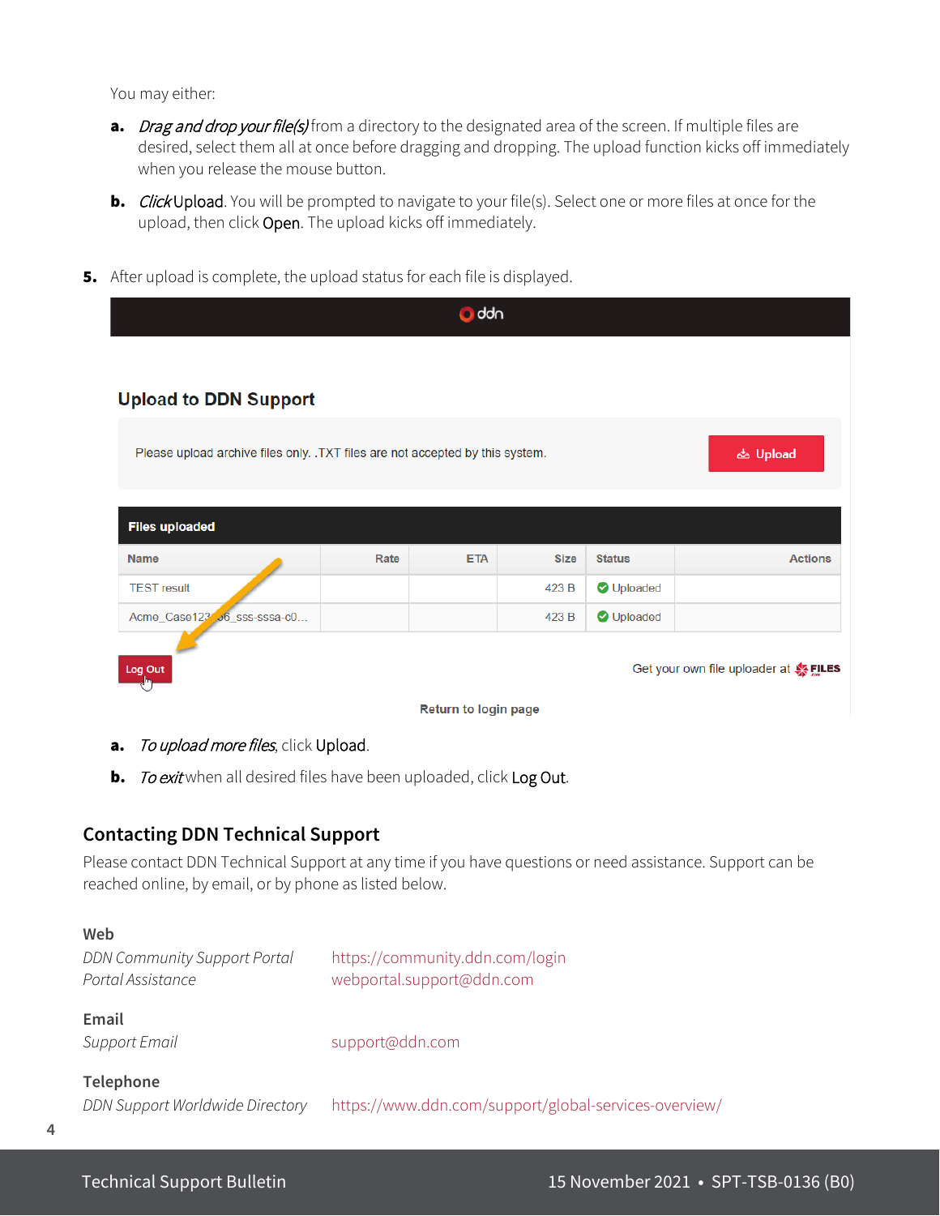You may either:

**a.** *Drag and drop your file(s)* from a directory to the designated area of the screen. If multiple files are desired, select them all at once before dragging and dropping. The upload function kicks off immediately when you release the mouse button.

**b.** *Click* Upload. You will be prompted to navigate to your file(s). Select one or more files at once for the upload, then click Open. The upload kicks off immediately.

**5.** After upload is complete, the upload status for each file is displayed.

**a.** *To upload more files*, click Upload.

**b.** *To exit* when all desired files have been uploaded, click Log Out.

## Contacting DDN Technical Support

Please contact DDN Technical Support at any time if you have questions or need assistance. Support can be reached online, by email, or by phone as listed below.

**Web**

| | |
|---|---|
| *DDN Community Support Portal* | https://community.ddn.com/login |
| *Portal Assistance* | webportal.support@ddn.com |

**Email**

| | |
|---|---|
| *Support Email* | support@ddn.com |

**Telephone**

| | |
|---|---|
| *DDN Support Worldwide Directory* | https://www.ddn.com/support/global-services-overview/ |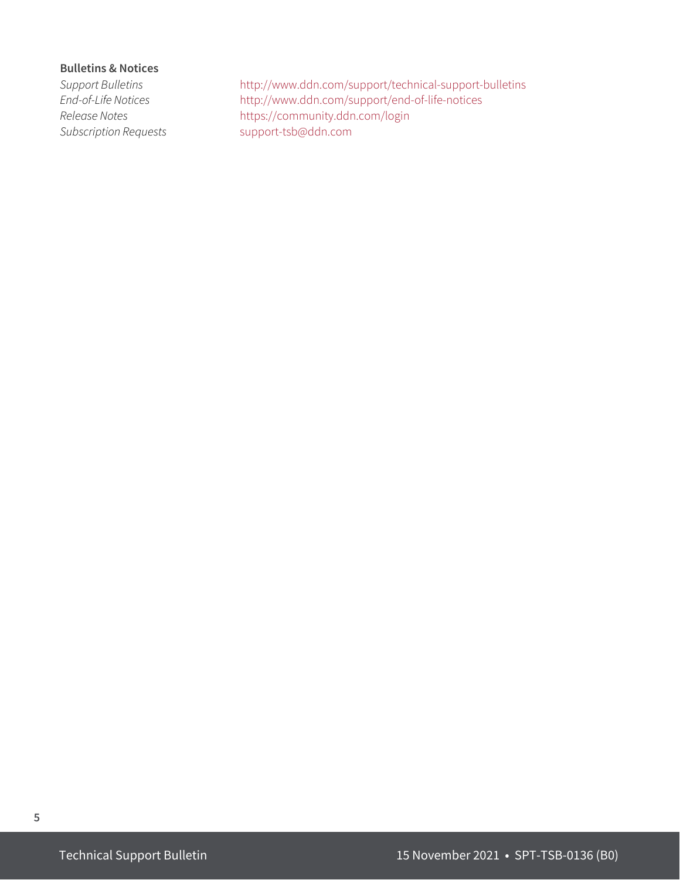**Bulletins & Notices**

| | |
|---|---|
| *Support Bulletins* | http://www.ddn.com/support/technical-support-bulletins |
| *End-of-Life Notices* | http://www.ddn.com/support/end-of-life-notices |
| *Release Notes* | https://community.ddn.com/login |
| *Subscription Requests* | support-tsb@ddn.com |